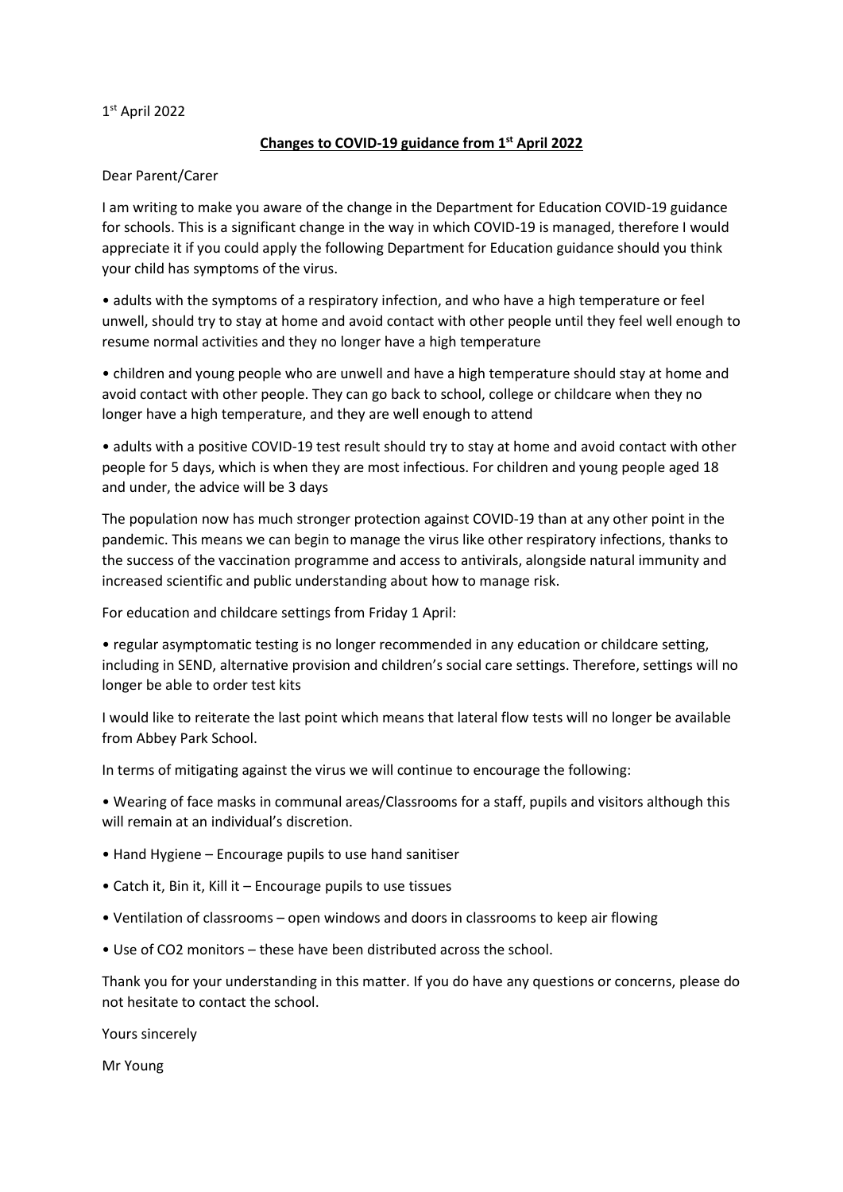1st April 2022

**Changes to COVID-19 guidance from 1st April 2022**

Dear Parent/Carer

I am writing to make you aware of the change in the Department for Education COVID-19 guidance for schools. This is a significant change in the way in which COVID-19 is managed, therefore I would appreciate it if you could apply the following Department for Education guidance should you think your child has symptoms of the virus.

- adults with the symptoms of a respiratory infection, and who have a high temperature or feel unwell, should try to stay at home and avoid contact with other people until they feel well enough to resume normal activities and they no longer have a high temperature
- children and young people who are unwell and have a high temperature should stay at home and avoid contact with other people. They can go back to school, college or childcare when they no longer have a high temperature, and they are well enough to attend
- adults with a positive COVID-19 test result should try to stay at home and avoid contact with other people for 5 days, which is when they are most infectious. For children and young people aged 18 and under, the advice will be 3 days

The population now has much stronger protection against COVID-19 than at any other point in the pandemic. This means we can begin to manage the virus like other respiratory infections, thanks to the success of the vaccination programme and access to antivirals, alongside natural immunity and increased scientific and public understanding about how to manage risk.

For education and childcare settings from Friday 1 April:

- regular asymptomatic testing is no longer recommended in any education or childcare setting, including in SEND, alternative provision and children's social care settings. Therefore, settings will no longer be able to order test kits

I would like to reiterate the last point which means that lateral flow tests will no longer be available from Abbey Park School.

In terms of mitigating against the virus we will continue to encourage the following:

- Wearing of face masks in communal areas/Classrooms for a staff, pupils and visitors although this will remain at an individual's discretion.
- Hand Hygiene – Encourage pupils to use hand sanitiser
- Catch it, Bin it, Kill it – Encourage pupils to use tissues
- Ventilation of classrooms – open windows and doors in classrooms to keep air flowing
- Use of CO2 monitors – these have been distributed across the school.

Thank you for your understanding in this matter. If you do have any questions or concerns, please do not hesitate to contact the school.

Yours sincerely

Mr Young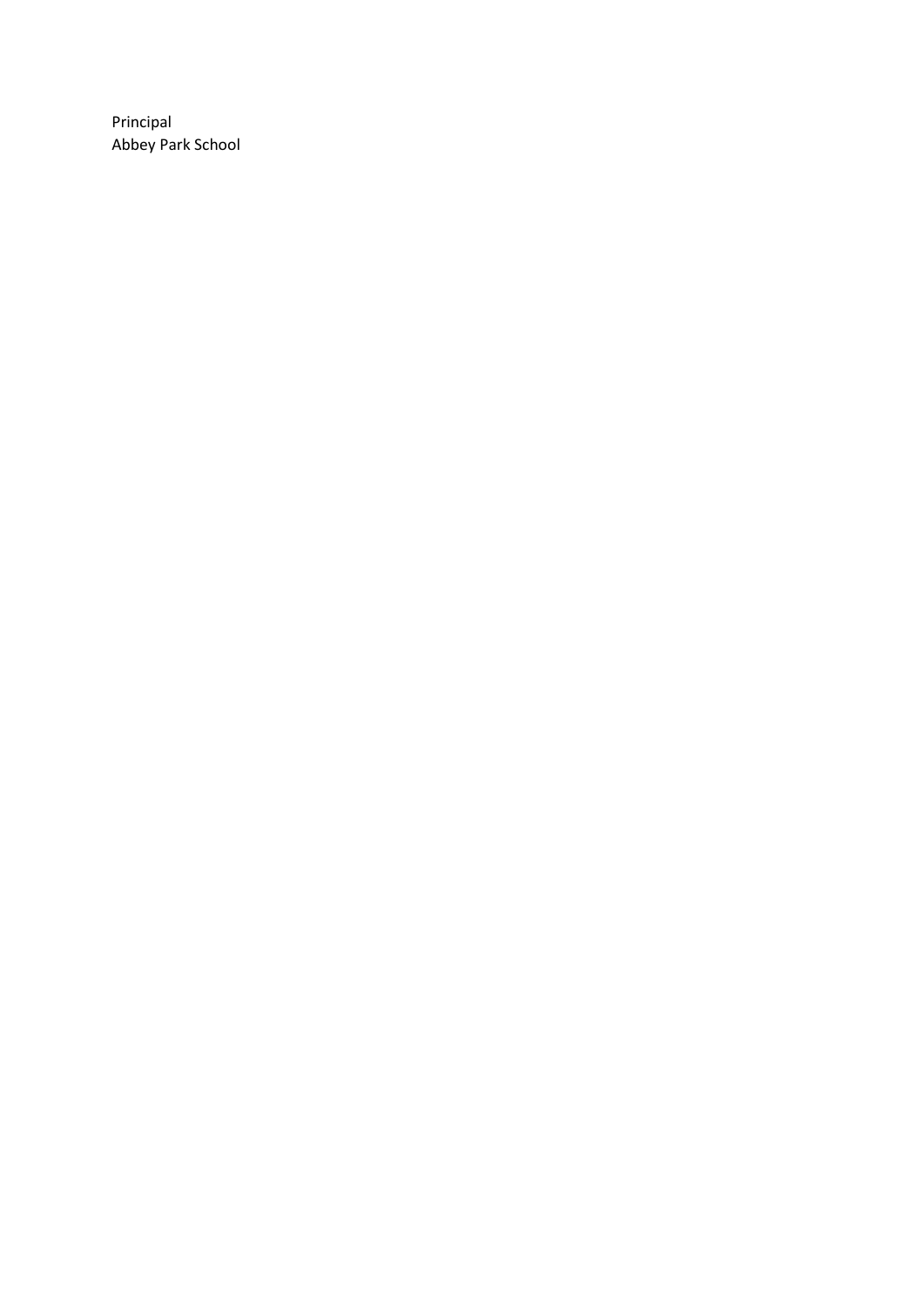Principal
Abbey Park School